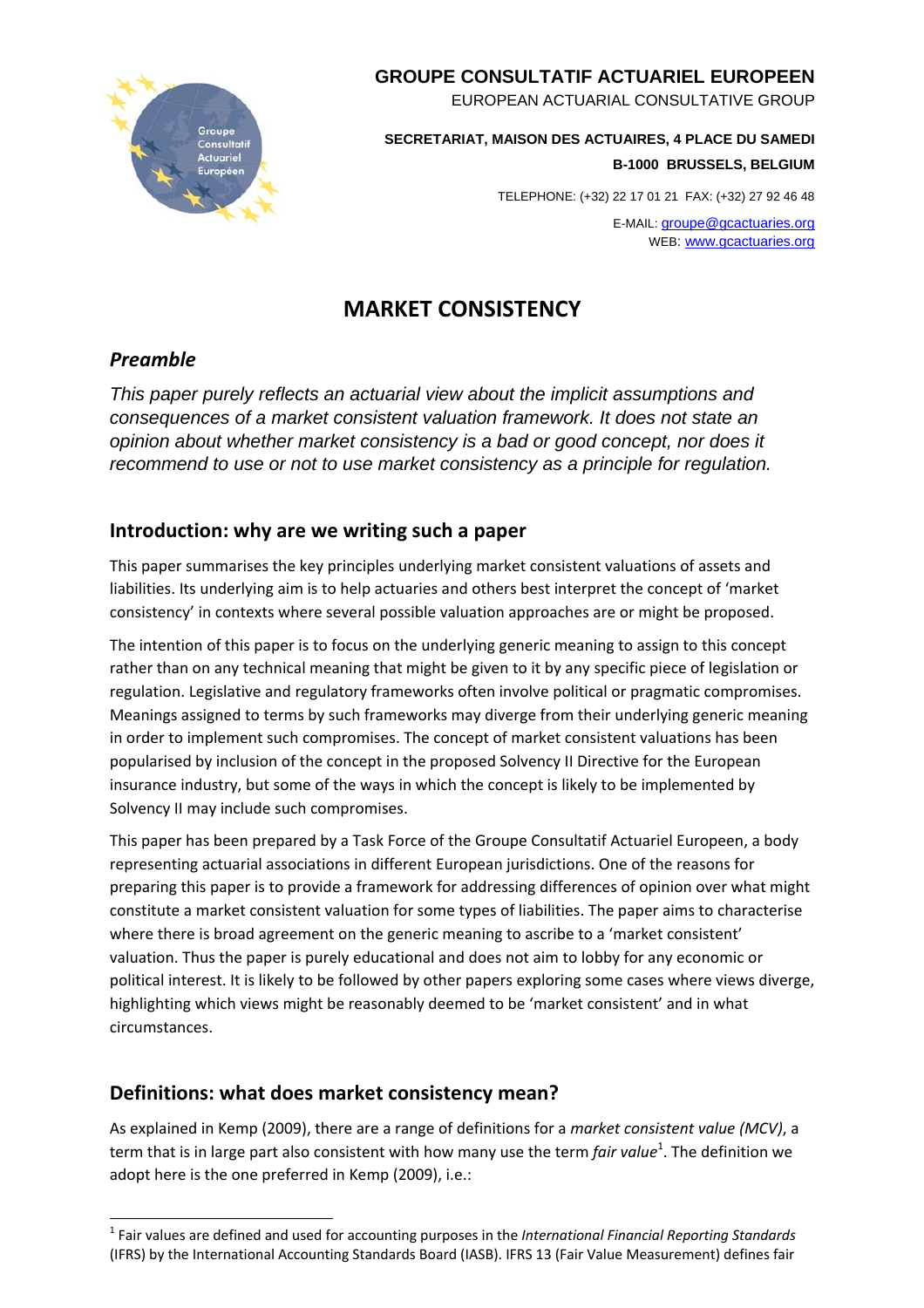**GROUPE CONSULTATIF ACTUARIEL EUROPEEN**
EUROPEAN ACTUARIAL CONSULTATIVE GROUP

**SECRETARIAT, MAISON DES ACTUAIRES, 4 PLACE DU SAMEDI**
**B-1000 BRUSSELS, BELGIUM**

TELEPHONE: (+32) 22 17 01 21 FAX: (+32) 27 92 46 48

E-MAIL: groupe@gcactuaries.org
WEB: www.gcactuaries.org

# MARKET CONSISTENCY

## *Preamble*

*This paper purely reflects an actuarial view about the implicit assumptions and consequences of a market consistent valuation framework. It does not state an opinion about whether market consistency is a bad or good concept, nor does it recommend to use or not to use market consistency as a principle for regulation.*

## Introduction: why are we writing such a paper

This paper summarises the key principles underlying market consistent valuations of assets and liabilities. Its underlying aim is to help actuaries and others best interpret the concept of 'market consistency' in contexts where several possible valuation approaches are or might be proposed.

The intention of this paper is to focus on the underlying generic meaning to assign to this concept rather than on any technical meaning that might be given to it by any specific piece of legislation or regulation. Legislative and regulatory frameworks often involve political or pragmatic compromises. Meanings assigned to terms by such frameworks may diverge from their underlying generic meaning in order to implement such compromises. The concept of market consistent valuations has been popularised by inclusion of the concept in the proposed Solvency II Directive for the European insurance industry, but some of the ways in which the concept is likely to be implemented by Solvency II may include such compromises.

This paper has been prepared by a Task Force of the Groupe Consultatif Actuariel Europeen, a body representing actuarial associations in different European jurisdictions. One of the reasons for preparing this paper is to provide a framework for addressing differences of opinion over what might constitute a market consistent valuation for some types of liabilities. The paper aims to characterise where there is broad agreement on the generic meaning to ascribe to a 'market consistent' valuation. Thus the paper is purely educational and does not aim to lobby for any economic or political interest. It is likely to be followed by other papers exploring some cases where views diverge, highlighting which views might be reasonably deemed to be 'market consistent' and in what circumstances.

## Definitions: what does market consistency mean?

As explained in Kemp (2009), there are a range of definitions for a *market consistent value (MCV)*, a term that is in large part also consistent with how many use the term *fair value*[1]. The definition we adopt here is the one preferred in Kemp (2009), i.e.:

---

[1] Fair values are defined and used for accounting purposes in the *International Financial Reporting Standards* (IFRS) by the International Accounting Standards Board (IASB). IFRS 13 (Fair Value Measurement) defines fair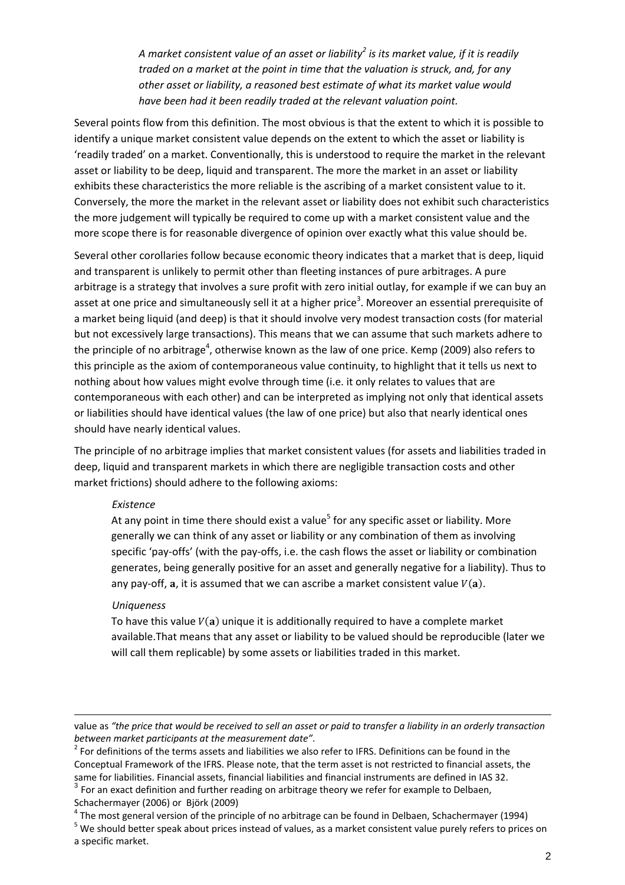*A market consistent value of an asset or liability[2] is its market value, if it is readily traded on a market at the point in time that the valuation is struck, and, for any other asset or liability, a reasoned best estimate of what its market value would have been had it been readily traded at the relevant valuation point.*

Several points flow from this definition. The most obvious is that the extent to which it is possible to identify a unique market consistent value depends on the extent to which the asset or liability is 'readily traded' on a market. Conventionally, this is understood to require the market in the relevant asset or liability to be deep, liquid and transparent. The more the market in an asset or liability exhibits these characteristics the more reliable is the ascribing of a market consistent value to it. Conversely, the more the market in the relevant asset or liability does not exhibit such characteristics the more judgement will typically be required to come up with a market consistent value and the more scope there is for reasonable divergence of opinion over exactly what this value should be.

Several other corollaries follow because economic theory indicates that a market that is deep, liquid and transparent is unlikely to permit other than fleeting instances of pure arbitrages. A pure arbitrage is a strategy that involves a sure profit with zero initial outlay, for example if we can buy an asset at one price and simultaneously sell it at a higher price[3]. Moreover an essential prerequisite of a market being liquid (and deep) is that it should involve very modest transaction costs (for material but not excessively large transactions). This means that we can assume that such markets adhere to the principle of no arbitrage[4], otherwise known as the law of one price. Kemp (2009) also refers to this principle as the axiom of contemporaneous value continuity, to highlight that it tells us next to nothing about how values might evolve through time (i.e. it only relates to values that are contemporaneous with each other) and can be interpreted as implying not only that identical assets or liabilities should have identical values (the law of one price) but also that nearly identical ones should have nearly identical values.

The principle of no arbitrage implies that market consistent values (for assets and liabilities traded in deep, liquid and transparent markets in which there are negligible transaction costs and other market frictions) should adhere to the following axioms:

*Existence*

At any point in time there should exist a value[5] for any specific asset or liability. More generally we can think of any asset or liability or any combination of them as involving specific 'pay-offs' (with the pay-offs, i.e. the cash flows the asset or liability or combination generates, being generally positive for an asset and generally negative for a liability). Thus to any pay-off, $\mathbf{a}$, it is assumed that we can ascribe a market consistent value $V(\mathbf{a})$.

*Uniqueness*

To have this value $V(\mathbf{a})$ unique it is additionally required to have a complete market available.That means that any asset or liability to be valued should be reproducible (later we will call them replicable) by some assets or liabilities traded in this market.

---

value as *"the price that would be received to sell an asset or paid to transfer a liability in an orderly transaction between market participants at the measurement date"*.

[2] For definitions of the terms assets and liabilities we also refer to IFRS. Definitions can be found in the Conceptual Framework of the IFRS. Please note, that the term asset is not restricted to financial assets, the same for liabilities. Financial assets, financial liabilities and financial instruments are defined in IAS 32.

[3] For an exact definition and further reading on arbitrage theory we refer for example to Delbaen, Schachermayer (2006) or Björk (2009)

[4] The most general version of the principle of no arbitrage can be found in Delbaen, Schachermayer (1994)

[5] We should better speak about prices instead of values, as a market consistent value purely refers to prices on a specific market.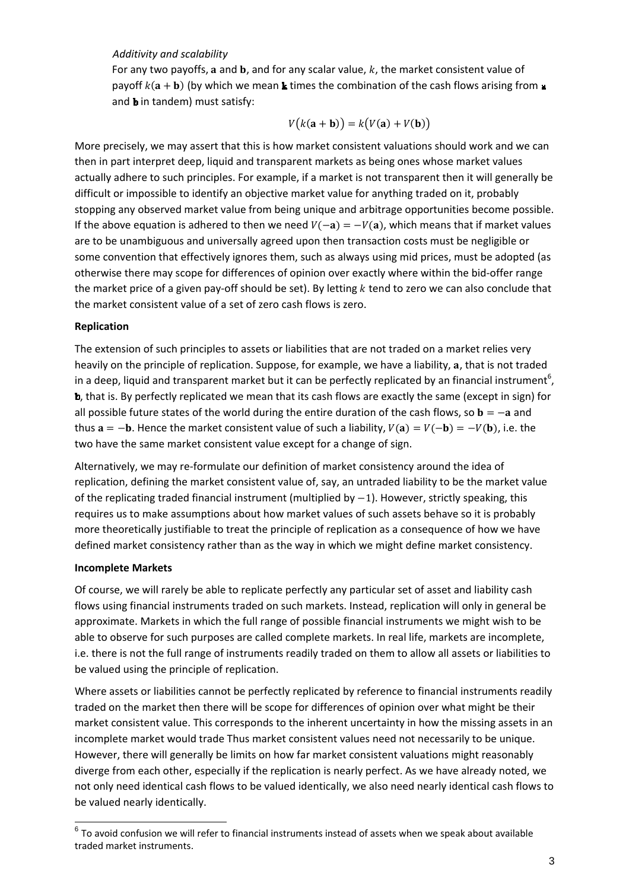*Additivity and scalability*

For any two payoffs, $\mathbf{a}$ and $\mathbf{b}$, and for any scalar value, $k$, the market consistent value of payoff $k(\mathbf{a}+\mathbf{b})$ (by which we mean $\mathbf{k}$ times the combination of the cash flows arising from $\mathbf{a}$ and $\mathbf{b}$ in tandem) must satisfy:

$$V\big(k(\mathbf{a}+\mathbf{b})\big) = k\big(V(\mathbf{a}) + V(\mathbf{b})\big)$$

More precisely, we may assert that this is how market consistent valuations should work and we can then in part interpret deep, liquid and transparent markets as being ones whose market values actually adhere to such principles. For example, if a market is not transparent then it will generally be difficult or impossible to identify an objective market value for anything traded on it, probably stopping any observed market value from being unique and arbitrage opportunities become possible. If the above equation is adhered to then we need $V(-\mathbf{a}) = -V(\mathbf{a})$, which means that if market values are to be unambiguous and universally agreed upon then transaction costs must be negligible or some convention that effectively ignores them, such as always using mid prices, must be adopted (as otherwise there may scope for differences of opinion over exactly where within the bid-offer range the market price of a given pay-off should be set). By letting $k$ tend to zero we can also conclude that the market consistent value of a set of zero cash flows is zero.

**Replication**

The extension of such principles to assets or liabilities that are not traded on a market relies very heavily on the principle of replication. Suppose, for example, we have a liability, $\mathbf{a}$, that is not traded in a deep, liquid and transparent market but it can be perfectly replicated by an financial instrument[6], $\mathbf{b}$, that is. By perfectly replicated we mean that its cash flows are exactly the same (except in sign) for all possible future states of the world during the entire duration of the cash flows, so $\mathbf{b} = -\mathbf{a}$ and thus $\mathbf{a} = -\mathbf{b}$. Hence the market consistent value of such a liability, $V(\mathbf{a}) = V(-\mathbf{b}) = -V(\mathbf{b})$, i.e. the two have the same market consistent value except for a change of sign.

Alternatively, we may re-formulate our definition of market consistency around the idea of replication, defining the market consistent value of, say, an untraded liability to be the market value of the replicating traded financial instrument (multiplied by $-1$). However, strictly speaking, this requires us to make assumptions about how market values of such assets behave so it is probably more theoretically justifiable to treat the principle of replication as a consequence of how we have defined market consistency rather than as the way in which we might define market consistency.

**Incomplete Markets**

Of course, we will rarely be able to replicate perfectly any particular set of asset and liability cash flows using financial instruments traded on such markets. Instead, replication will only in general be approximate. Markets in which the full range of possible financial instruments we might wish to be able to observe for such purposes are called complete markets. In real life, markets are incomplete, i.e. there is not the full range of instruments readily traded on them to allow all assets or liabilities to be valued using the principle of replication.

Where assets or liabilities cannot be perfectly replicated by reference to financial instruments readily traded on the market then there will be scope for differences of opinion over what might be their market consistent value. This corresponds to the inherent uncertainty in how the missing assets in an incomplete market would trade Thus market consistent values need not necessarily to be unique. However, there will generally be limits on how far market consistent valuations might reasonably diverge from each other, especially if the replication is nearly perfect. As we have already noted, we not only need identical cash flows to be valued identically, we also need nearly identical cash flows to be valued nearly identically.

[6] To avoid confusion we will refer to financial instruments instead of assets when we speak about available traded market instruments.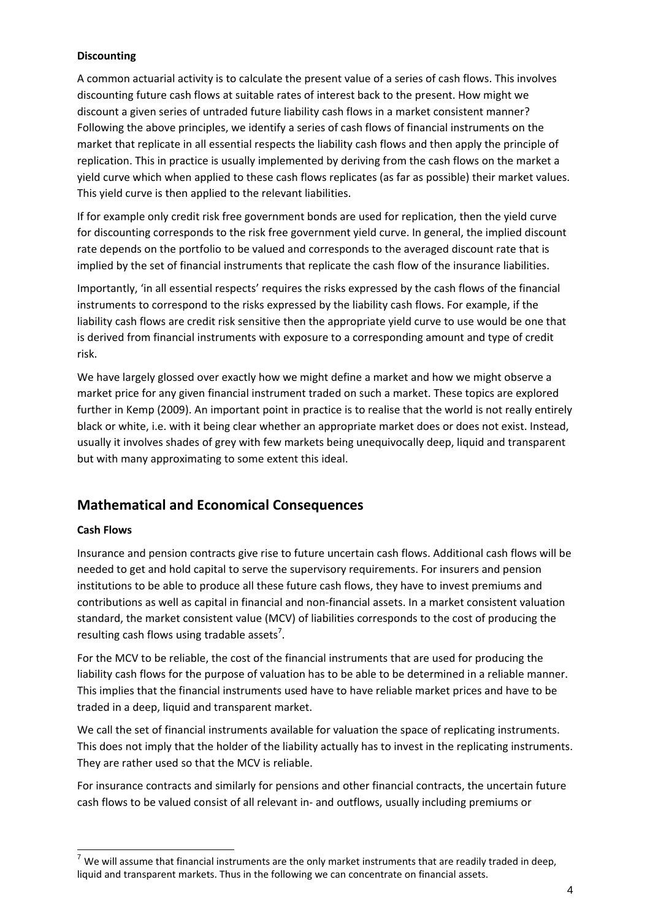**Discounting**

A common actuarial activity is to calculate the present value of a series of cash flows. This involves discounting future cash flows at suitable rates of interest back to the present. How might we discount a given series of untraded future liability cash flows in a market consistent manner? Following the above principles, we identify a series of cash flows of financial instruments on the market that replicate in all essential respects the liability cash flows and then apply the principle of replication. This in practice is usually implemented by deriving from the cash flows on the market a yield curve which when applied to these cash flows replicates (as far as possible) their market values. This yield curve is then applied to the relevant liabilities.

If for example only credit risk free government bonds are used for replication, then the yield curve for discounting corresponds to the risk free government yield curve. In general, the implied discount rate depends on the portfolio to be valued and corresponds to the averaged discount rate that is implied by the set of financial instruments that replicate the cash flow of the insurance liabilities.

Importantly, 'in all essential respects' requires the risks expressed by the cash flows of the financial instruments to correspond to the risks expressed by the liability cash flows. For example, if the liability cash flows are credit risk sensitive then the appropriate yield curve to use would be one that is derived from financial instruments with exposure to a corresponding amount and type of credit risk.

We have largely glossed over exactly how we might define a market and how we might observe a market price for any given financial instrument traded on such a market. These topics are explored further in Kemp (2009). An important point in practice is to realise that the world is not really entirely black or white, i.e. with it being clear whether an appropriate market does or does not exist. Instead, usually it involves shades of grey with few markets being unequivocally deep, liquid and transparent but with many approximating to some extent this ideal.

## Mathematical and Economical Consequences

**Cash Flows**

Insurance and pension contracts give rise to future uncertain cash flows. Additional cash flows will be needed to get and hold capital to serve the supervisory requirements. For insurers and pension institutions to be able to produce all these future cash flows, they have to invest premiums and contributions as well as capital in financial and non-financial assets. In a market consistent valuation standard, the market consistent value (MCV) of liabilities corresponds to the cost of producing the resulting cash flows using tradable assets[7].

For the MCV to be reliable, the cost of the financial instruments that are used for producing the liability cash flows for the purpose of valuation has to be able to be determined in a reliable manner. This implies that the financial instruments used have to have reliable market prices and have to be traded in a deep, liquid and transparent market.

We call the set of financial instruments available for valuation the space of replicating instruments. This does not imply that the holder of the liability actually has to invest in the replicating instruments. They are rather used so that the MCV is reliable.

For insurance contracts and similarly for pensions and other financial contracts, the uncertain future cash flows to be valued consist of all relevant in- and outflows, usually including premiums or

[7] We will assume that financial instruments are the only market instruments that are readily traded in deep, liquid and transparent markets. Thus in the following we can concentrate on financial assets.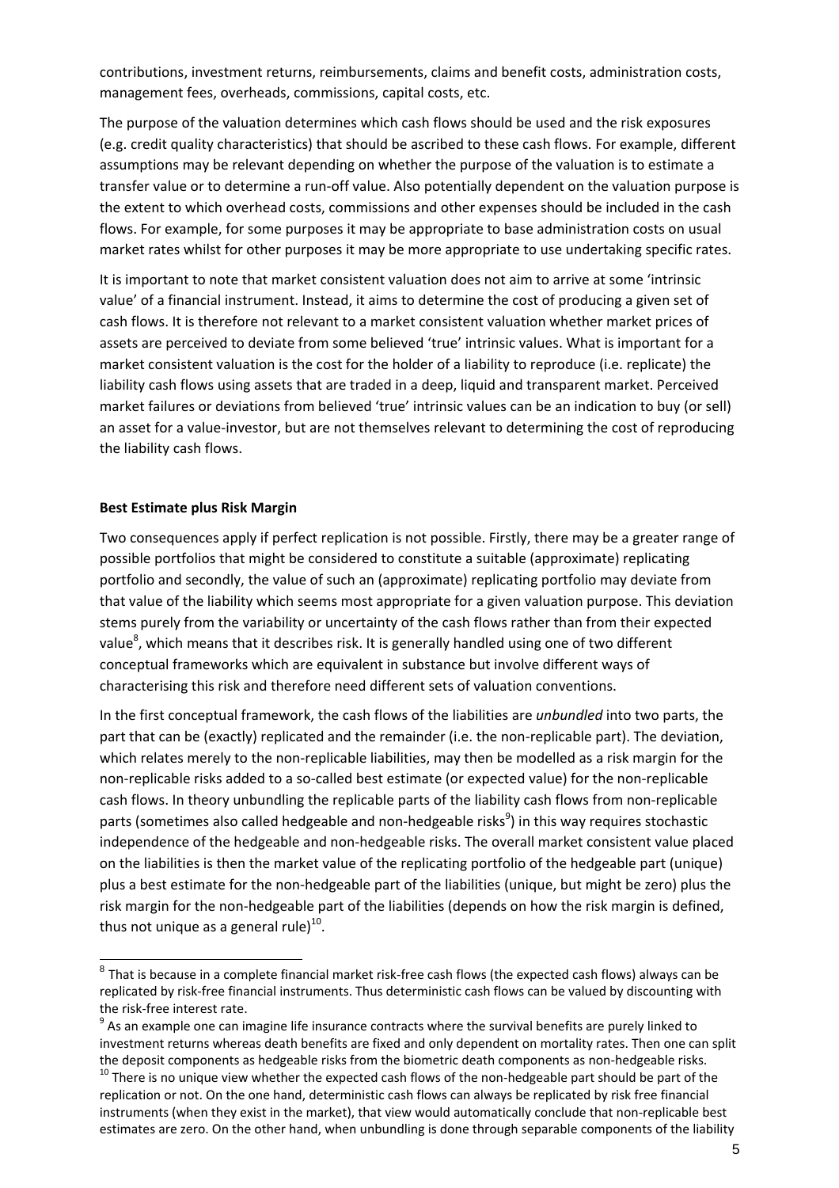contributions, investment returns, reimbursements, claims and benefit costs, administration costs, management fees, overheads, commissions, capital costs, etc.

The purpose of the valuation determines which cash flows should be used and the risk exposures (e.g. credit quality characteristics) that should be ascribed to these cash flows. For example, different assumptions may be relevant depending on whether the purpose of the valuation is to estimate a transfer value or to determine a run-off value. Also potentially dependent on the valuation purpose is the extent to which overhead costs, commissions and other expenses should be included in the cash flows. For example, for some purposes it may be appropriate to base administration costs on usual market rates whilst for other purposes it may be more appropriate to use undertaking specific rates.

It is important to note that market consistent valuation does not aim to arrive at some 'intrinsic value' of a financial instrument. Instead, it aims to determine the cost of producing a given set of cash flows. It is therefore not relevant to a market consistent valuation whether market prices of assets are perceived to deviate from some believed 'true' intrinsic values. What is important for a market consistent valuation is the cost for the holder of a liability to reproduce (i.e. replicate) the liability cash flows using assets that are traded in a deep, liquid and transparent market. Perceived market failures or deviations from believed 'true' intrinsic values can be an indication to buy (or sell) an asset for a value-investor, but are not themselves relevant to determining the cost of reproducing the liability cash flows.

**Best Estimate plus Risk Margin**

Two consequences apply if perfect replication is not possible. Firstly, there may be a greater range of possible portfolios that might be considered to constitute a suitable (approximate) replicating portfolio and secondly, the value of such an (approximate) replicating portfolio may deviate from that value of the liability which seems most appropriate for a given valuation purpose. This deviation stems purely from the variability or uncertainty of the cash flows rather than from their expected value[8], which means that it describes risk. It is generally handled using one of two different conceptual frameworks which are equivalent in substance but involve different ways of characterising this risk and therefore need different sets of valuation conventions.

In the first conceptual framework, the cash flows of the liabilities are *unbundled* into two parts, the part that can be (exactly) replicated and the remainder (i.e. the non-replicable part). The deviation, which relates merely to the non-replicable liabilities, may then be modelled as a risk margin for the non-replicable risks added to a so-called best estimate (or expected value) for the non-replicable cash flows. In theory unbundling the replicable parts of the liability cash flows from non-replicable parts (sometimes also called hedgeable and non-hedgeable risks[9]) in this way requires stochastic independence of the hedgeable and non-hedgeable risks. The overall market consistent value placed on the liabilities is then the market value of the replicating portfolio of the hedgeable part (unique) plus a best estimate for the non-hedgeable part of the liabilities (unique, but might be zero) plus the risk margin for the non-hedgeable part of the liabilities (depends on how the risk margin is defined, thus not unique as a general rule)[10].

---

[8] That is because in a complete financial market risk-free cash flows (the expected cash flows) always can be replicated by risk-free financial instruments. Thus deterministic cash flows can be valued by discounting with the risk-free interest rate.

[9] As an example one can imagine life insurance contracts where the survival benefits are purely linked to investment returns whereas death benefits are fixed and only dependent on mortality rates. Then one can split the deposit components as hedgeable risks from the biometric death components as non-hedgeable risks.

[10] There is no unique view whether the expected cash flows of the non-hedgeable part should be part of the replication or not. On the one hand, deterministic cash flows can always be replicated by risk free financial instruments (when they exist in the market), that view would automatically conclude that non-replicable best estimates are zero. On the other hand, when unbundling is done through separable components of the liability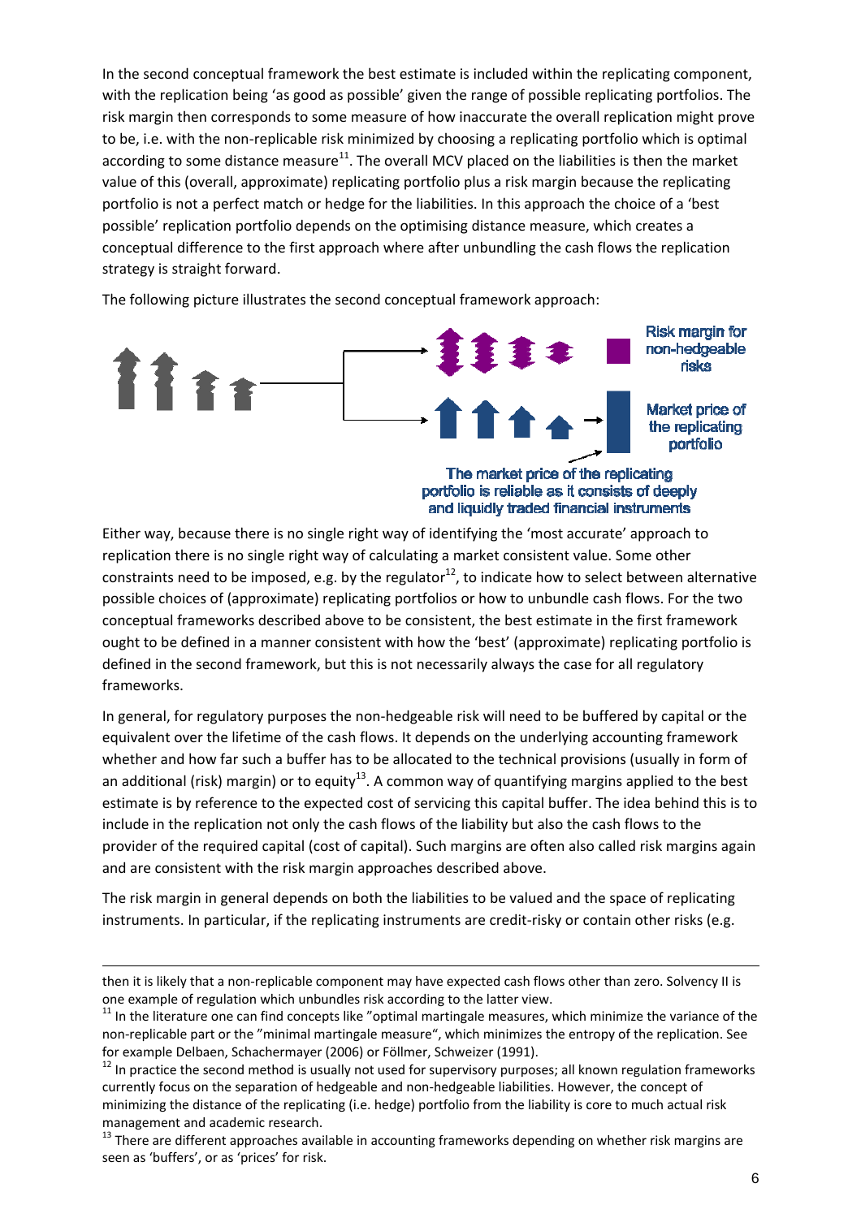In the second conceptual framework the best estimate is included within the replicating component, with the replication being 'as good as possible' given the range of possible replicating portfolios. The risk margin then corresponds to some measure of how inaccurate the overall replication might prove to be, i.e. with the non-replicable risk minimized by choosing a replicating portfolio which is optimal according to some distance measure[11]. The overall MCV placed on the liabilities is then the market value of this (overall, approximate) replicating portfolio plus a risk margin because the replicating portfolio is not a perfect match or hedge for the liabilities. In this approach the choice of a 'best possible' replication portfolio depends on the optimising distance measure, which creates a conceptual difference to the first approach where after unbundling the cash flows the replication strategy is straight forward.

The following picture illustrates the second conceptual framework approach:

Risk margin for non-hedgeable risks

Market price of the replicating portfolio

The market price of the replicating portfolio is reliable as it consists of deeply and liquidly traded financial instruments

Either way, because there is no single right way of identifying the 'most accurate' approach to replication there is no single right way of calculating a market consistent value. Some other constraints need to be imposed, e.g. by the regulator[12], to indicate how to select between alternative possible choices of (approximate) replicating portfolios or how to unbundle cash flows. For the two conceptual frameworks described above to be consistent, the best estimate in the first framework ought to be defined in a manner consistent with how the 'best' (approximate) replicating portfolio is defined in the second framework, but this is not necessarily always the case for all regulatory frameworks.

In general, for regulatory purposes the non-hedgeable risk will need to be buffered by capital or the equivalent over the lifetime of the cash flows. It depends on the underlying accounting framework whether and how far such a buffer has to be allocated to the technical provisions (usually in form of an additional (risk) margin) or to equity[13]. A common way of quantifying margins applied to the best estimate is by reference to the expected cost of servicing this capital buffer. The idea behind this is to include in the replication not only the cash flows of the liability but also the cash flows to the provider of the required capital (cost of capital). Such margins are often also called risk margins again and are consistent with the risk margin approaches described above.

The risk margin in general depends on both the liabilities to be valued and the space of replicating instruments. In particular, if the replicating instruments are credit-risky or contain other risks (e.g.

---

then it is likely that a non-replicable component may have expected cash flows other than zero. Solvency II is one example of regulation which unbundles risk according to the latter view.

[11] In the literature one can find concepts like "optimal martingale measures, which minimize the variance of the non-replicable part or the "minimal martingale measure", which minimizes the entropy of the replication. See for example Delbaen, Schachermayer (2006) or Föllmer, Schweizer (1991).

[12] In practice the second method is usually not used for supervisory purposes; all known regulation frameworks currently focus on the separation of hedgeable and non-hedgeable liabilities. However, the concept of minimizing the distance of the replicating (i.e. hedge) portfolio from the liability is core to much actual risk management and academic research.

[13] There are different approaches available in accounting frameworks depending on whether risk margins are seen as 'buffers', or as 'prices' for risk.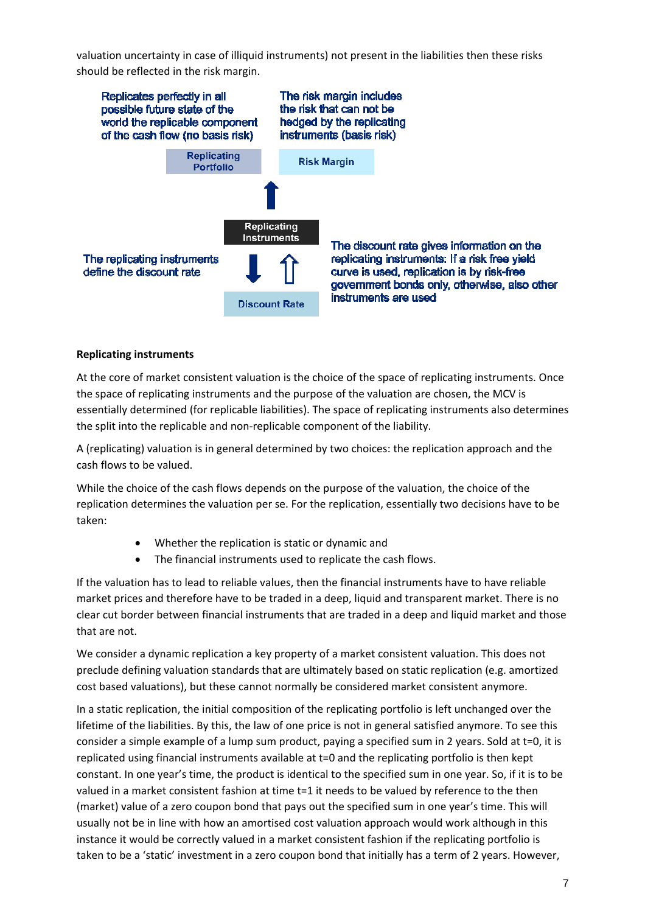valuation uncertainty in case of illiquid instruments) not present in the liabilities then these risks should be reflected in the risk margin.

Replicates perfectly in all possible future state of the world the replicable component of the cash flow (no basis risk)

The risk margin includes the risk that can not be hedged by the replicating instruments (basis risk)

Replicating Portfolio

Risk Margin

Replicating Instruments

The replicating instruments define the discount rate

The discount rate gives information on the replicating instruments: If a risk free yield curve is used, replication is by risk-free government bonds only, otherwise, also other instruments are used

Discount Rate

**Replicating instruments**

At the core of market consistent valuation is the choice of the space of replicating instruments. Once the space of replicating instruments and the purpose of the valuation are chosen, the MCV is essentially determined (for replicable liabilities). The space of replicating instruments also determines the split into the replicable and non-replicable component of the liability.

A (replicating) valuation is in general determined by two choices: the replication approach and the cash flows to be valued.

While the choice of the cash flows depends on the purpose of the valuation, the choice of the replication determines the valuation per se. For the replication, essentially two decisions have to be taken:

- Whether the replication is static or dynamic and
- The financial instruments used to replicate the cash flows.

If the valuation has to lead to reliable values, then the financial instruments have to have reliable market prices and therefore have to be traded in a deep, liquid and transparent market. There is no clear cut border between financial instruments that are traded in a deep and liquid market and those that are not.

We consider a dynamic replication a key property of a market consistent valuation. This does not preclude defining valuation standards that are ultimately based on static replication (e.g. amortized cost based valuations), but these cannot normally be considered market consistent anymore.

In a static replication, the initial composition of the replicating portfolio is left unchanged over the lifetime of the liabilities. By this, the law of one price is not in general satisfied anymore. To see this consider a simple example of a lump sum product, paying a specified sum in 2 years. Sold at t=0, it is replicated using financial instruments available at t=0 and the replicating portfolio is then kept constant. In one year's time, the product is identical to the specified sum in one year. So, if it is to be valued in a market consistent fashion at time t=1 it needs to be valued by reference to the then (market) value of a zero coupon bond that pays out the specified sum in one year's time. This will usually not be in line with how an amortised cost valuation approach would work although in this instance it would be correctly valued in a market consistent fashion if the replicating portfolio is taken to be a 'static' investment in a zero coupon bond that initially has a term of 2 years. However,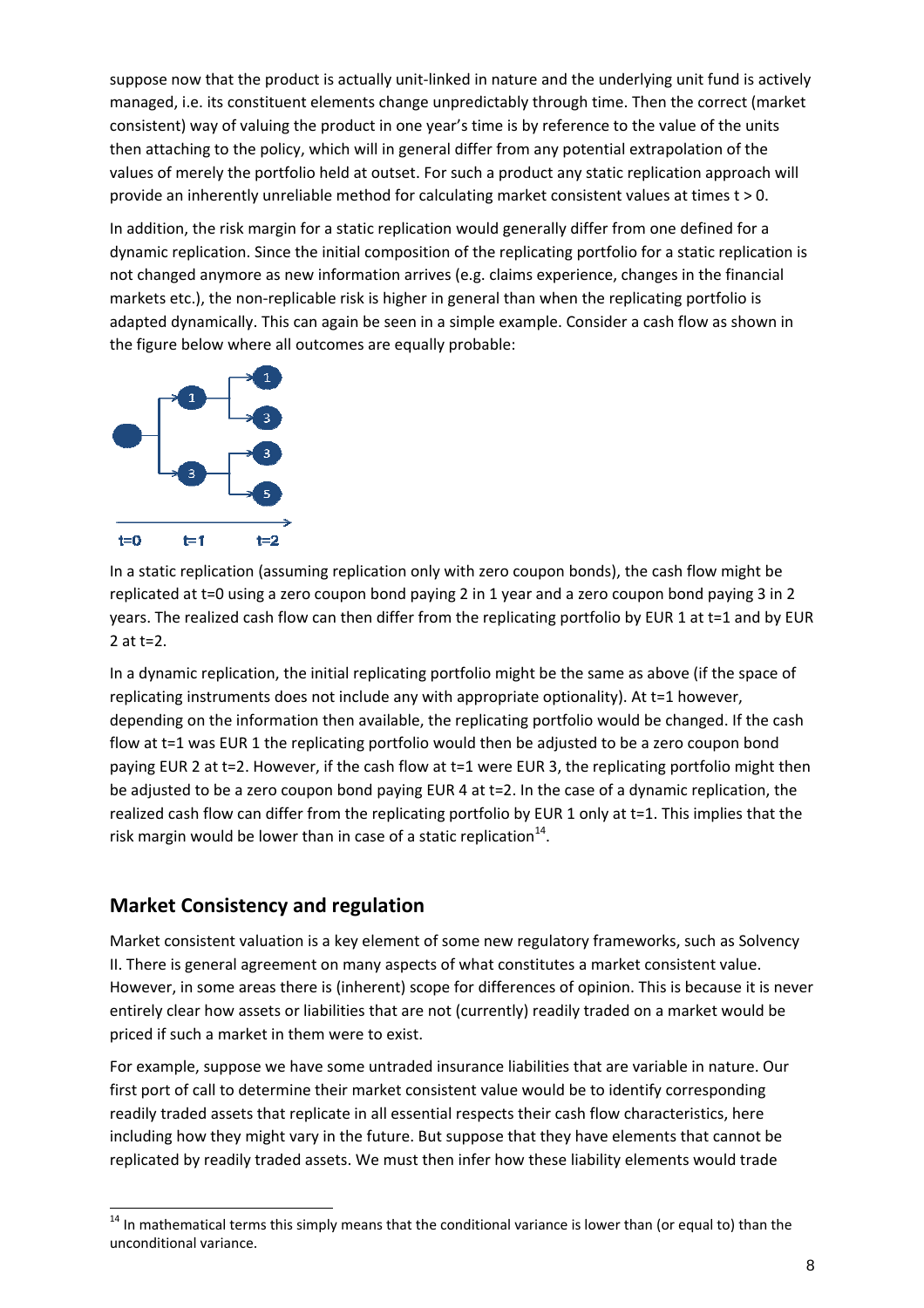suppose now that the product is actually unit-linked in nature and the underlying unit fund is actively managed, i.e. its constituent elements change unpredictably through time. Then the correct (market consistent) way of valuing the product in one year's time is by reference to the value of the units then attaching to the policy, which will in general differ from any potential extrapolation of the values of merely the portfolio held at outset. For such a product any static replication approach will provide an inherently unreliable method for calculating market consistent values at times t > 0.

In addition, the risk margin for a static replication would generally differ from one defined for a dynamic replication. Since the initial composition of the replicating portfolio for a static replication is not changed anymore as new information arrives (e.g. claims experience, changes in the financial markets etc.), the non-replicable risk is higher in general than when the replicating portfolio is adapted dynamically. This can again be seen in a simple example. Consider a cash flow as shown in the figure below where all outcomes are equally probable:

In a static replication (assuming replication only with zero coupon bonds), the cash flow might be replicated at t=0 using a zero coupon bond paying 2 in 1 year and a zero coupon bond paying 3 in 2 years. The realized cash flow can then differ from the replicating portfolio by EUR 1 at t=1 and by EUR 2 at t=2.

In a dynamic replication, the initial replicating portfolio might be the same as above (if the space of replicating instruments does not include any with appropriate optionality). At t=1 however, depending on the information then available, the replicating portfolio would be changed. If the cash flow at t=1 was EUR 1 the replicating portfolio would then be adjusted to be a zero coupon bond paying EUR 2 at t=2. However, if the cash flow at t=1 were EUR 3, the replicating portfolio might then be adjusted to be a zero coupon bond paying EUR 4 at t=2. In the case of a dynamic replication, the realized cash flow can differ from the replicating portfolio by EUR 1 only at t=1. This implies that the risk margin would be lower than in case of a static replication[14].

## Market Consistency and regulation

Market consistent valuation is a key element of some new regulatory frameworks, such as Solvency II. There is general agreement on many aspects of what constitutes a market consistent value. However, in some areas there is (inherent) scope for differences of opinion. This is because it is never entirely clear how assets or liabilities that are not (currently) readily traded on a market would be priced if such a market in them were to exist.

For example, suppose we have some untraded insurance liabilities that are variable in nature. Our first port of call to determine their market consistent value would be to identify corresponding readily traded assets that replicate in all essential respects their cash flow characteristics, here including how they might vary in the future. But suppose that they have elements that cannot be replicated by readily traded assets. We must then infer how these liability elements would trade

[14] In mathematical terms this simply means that the conditional variance is lower than (or equal to) than the unconditional variance.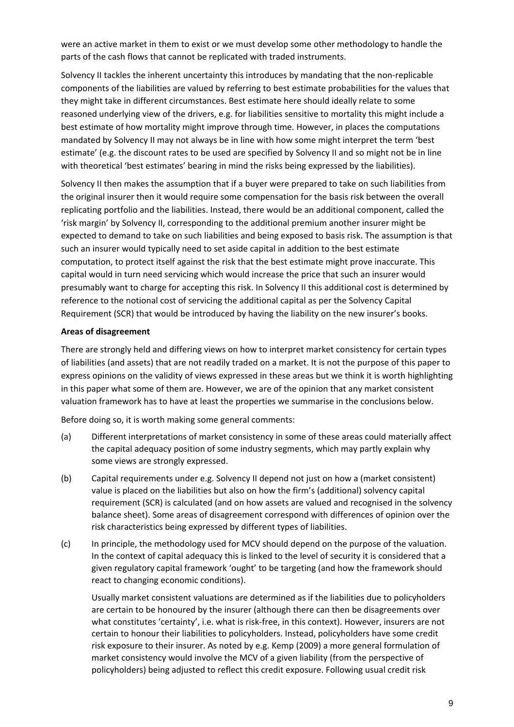were an active market in them to exist or we must develop some other methodology to handle the parts of the cash flows that cannot be replicated with traded instruments.

Solvency II tackles the inherent uncertainty this introduces by mandating that the non-replicable components of the liabilities are valued by referring to best estimate probabilities for the values that they might take in different circumstances. Best estimate here should ideally relate to some reasoned underlying view of the drivers, e.g. for liabilities sensitive to mortality this might include a best estimate of how mortality might improve through time. However, in places the computations mandated by Solvency II may not always be in line with how some might interpret the term 'best estimate' (e.g. the discount rates to be used are specified by Solvency II and so might not be in line with theoretical 'best estimates' bearing in mind the risks being expressed by the liabilities).

Solvency II then makes the assumption that if a buyer were prepared to take on such liabilities from the original insurer then it would require some compensation for the basis risk between the overall replicating portfolio and the liabilities. Instead, there would be an additional component, called the 'risk margin' by Solvency II, corresponding to the additional premium another insurer might be expected to demand to take on such liabilities and being exposed to basis risk. The assumption is that such an insurer would typically need to set aside capital in addition to the best estimate computation, to protect itself against the risk that the best estimate might prove inaccurate. This capital would in turn need servicing which would increase the price that such an insurer would presumably want to charge for accepting this risk. In Solvency II this additional cost is determined by reference to the notional cost of servicing the additional capital as per the Solvency Capital Requirement (SCR) that would be introduced by having the liability on the new insurer's books.

**Areas of disagreement**

There are strongly held and differing views on how to interpret market consistency for certain types of liabilities (and assets) that are not readily traded on a market. It is not the purpose of this paper to express opinions on the validity of views expressed in these areas but we think it is worth highlighting in this paper what some of them are. However, we are of the opinion that any market consistent valuation framework has to have at least the properties we summarise in the conclusions below.

Before doing so, it is worth making some general comments:

(a) Different interpretations of market consistency in some of these areas could materially affect the capital adequacy position of some industry segments, which may partly explain why some views are strongly expressed.

(b) Capital requirements under e.g. Solvency II depend not just on how a (market consistent) value is placed on the liabilities but also on how the firm's (additional) solvency capital requirement (SCR) is calculated (and on how assets are valued and recognised in the solvency balance sheet). Some areas of disagreement correspond with differences of opinion over the risk characteristics being expressed by different types of liabilities.

(c) In principle, the methodology used for MCV should depend on the purpose of the valuation. In the context of capital adequacy this is linked to the level of security it is considered that a given regulatory capital framework 'ought' to be targeting (and how the framework should react to changing economic conditions).

Usually market consistent valuations are determined as if the liabilities due to policyholders are certain to be honoured by the insurer (although there can then be disagreements over what constitutes 'certainty', i.e. what is risk-free, in this context). However, insurers are not certain to honour their liabilities to policyholders. Instead, policyholders have some credit risk exposure to their insurer. As noted by e.g. Kemp (2009) a more general formulation of market consistency would involve the MCV of a given liability (from the perspective of policyholders) being adjusted to reflect this credit exposure. Following usual credit risk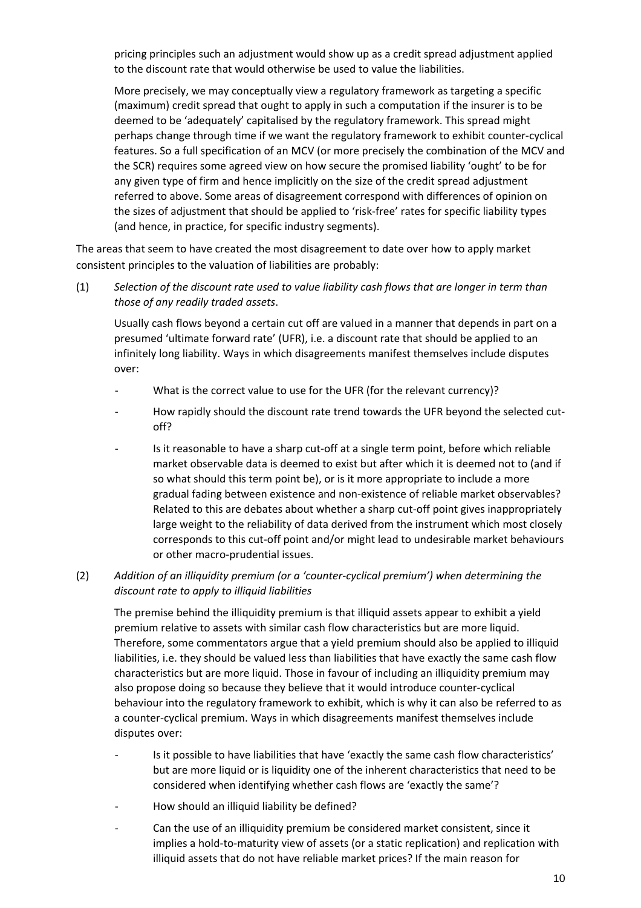pricing principles such an adjustment would show up as a credit spread adjustment applied to the discount rate that would otherwise be used to value the liabilities.

More precisely, we may conceptually view a regulatory framework as targeting a specific (maximum) credit spread that ought to apply in such a computation if the insurer is to be deemed to be 'adequately' capitalised by the regulatory framework. This spread might perhaps change through time if we want the regulatory framework to exhibit counter-cyclical features. So a full specification of an MCV (or more precisely the combination of the MCV and the SCR) requires some agreed view on how secure the promised liability 'ought' to be for any given type of firm and hence implicitly on the size of the credit spread adjustment referred to above. Some areas of disagreement correspond with differences of opinion on the sizes of adjustment that should be applied to 'risk-free' rates for specific liability types (and hence, in practice, for specific industry segments).

The areas that seem to have created the most disagreement to date over how to apply market consistent principles to the valuation of liabilities are probably:

(1) *Selection of the discount rate used to value liability cash flows that are longer in term than those of any readily traded assets*.

Usually cash flows beyond a certain cut off are valued in a manner that depends in part on a presumed 'ultimate forward rate' (UFR), i.e. a discount rate that should be applied to an infinitely long liability. Ways in which disagreements manifest themselves include disputes over:

- What is the correct value to use for the UFR (for the relevant currency)?
- How rapidly should the discount rate trend towards the UFR beyond the selected cut-off?
- Is it reasonable to have a sharp cut-off at a single term point, before which reliable market observable data is deemed to exist but after which it is deemed not to (and if so what should this term point be), or is it more appropriate to include a more gradual fading between existence and non-existence of reliable market observables? Related to this are debates about whether a sharp cut-off point gives inappropriately large weight to the reliability of data derived from the instrument which most closely corresponds to this cut-off point and/or might lead to undesirable market behaviours or other macro-prudential issues.

(2) *Addition of an illiquidity premium (or a 'counter-cyclical premium') when determining the discount rate to apply to illiquid liabilities*

The premise behind the illiquidity premium is that illiquid assets appear to exhibit a yield premium relative to assets with similar cash flow characteristics but are more liquid. Therefore, some commentators argue that a yield premium should also be applied to illiquid liabilities, i.e. they should be valued less than liabilities that have exactly the same cash flow characteristics but are more liquid. Those in favour of including an illiquidity premium may also propose doing so because they believe that it would introduce counter-cyclical behaviour into the regulatory framework to exhibit, which is why it can also be referred to as a counter-cyclical premium. Ways in which disagreements manifest themselves include disputes over:

- Is it possible to have liabilities that have 'exactly the same cash flow characteristics' but are more liquid or is liquidity one of the inherent characteristics that need to be considered when identifying whether cash flows are 'exactly the same'?
- How should an illiquid liability be defined?
- Can the use of an illiquidity premium be considered market consistent, since it implies a hold-to-maturity view of assets (or a static replication) and replication with illiquid assets that do not have reliable market prices? If the main reason for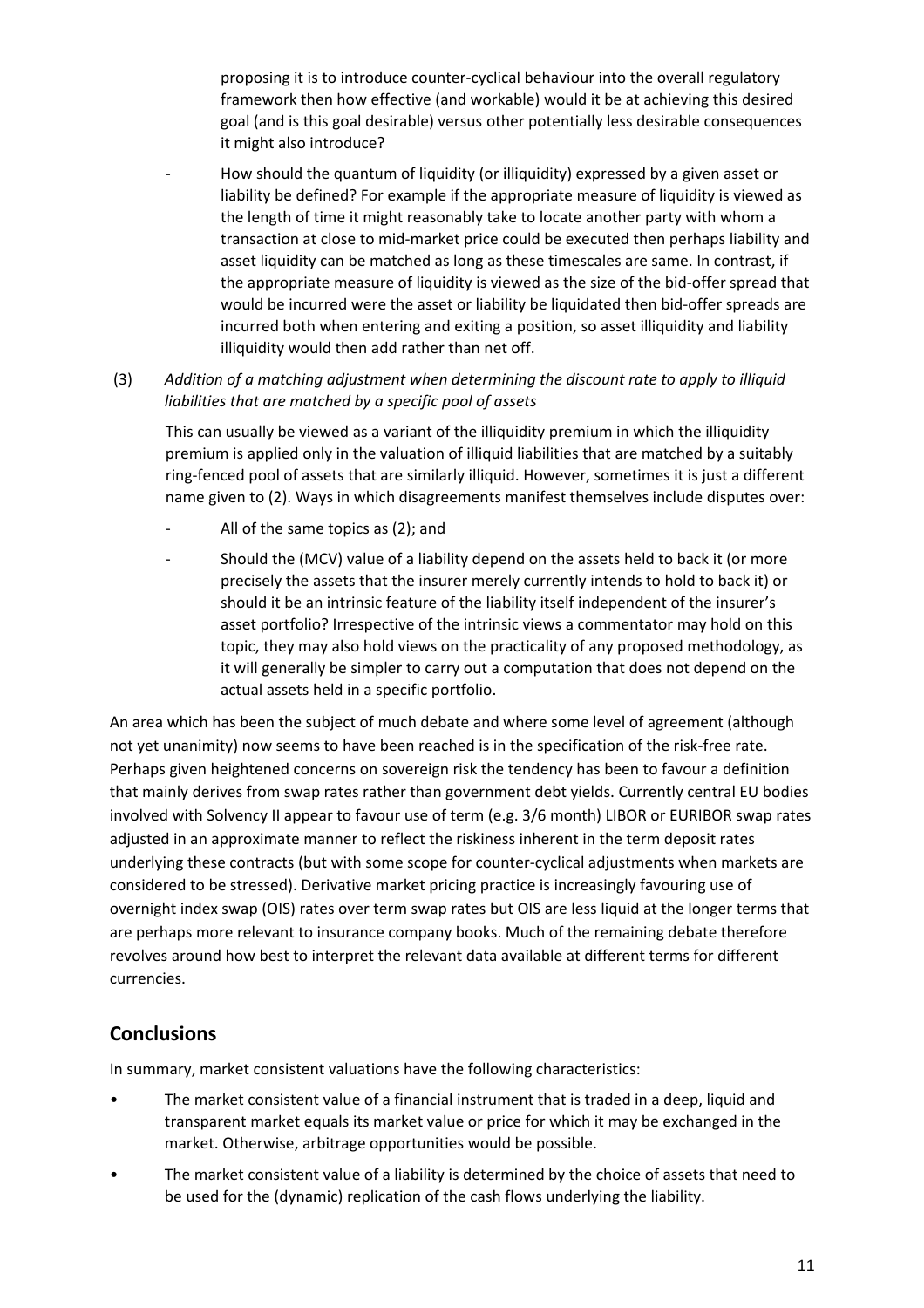proposing it is to introduce counter-cyclical behaviour into the overall regulatory framework then how effective (and workable) would it be at achieving this desired goal (and is this goal desirable) versus other potentially less desirable consequences it might also introduce?

- How should the quantum of liquidity (or illiquidity) expressed by a given asset or liability be defined? For example if the appropriate measure of liquidity is viewed as the length of time it might reasonably take to locate another party with whom a transaction at close to mid-market price could be executed then perhaps liability and asset liquidity can be matched as long as these timescales are same. In contrast, if the appropriate measure of liquidity is viewed as the size of the bid-offer spread that would be incurred were the asset or liability be liquidated then bid-offer spreads are incurred both when entering and exiting a position, so asset illiquidity and liability illiquidity would then add rather than net off.

(3) *Addition of a matching adjustment when determining the discount rate to apply to illiquid liabilities that are matched by a specific pool of assets*

This can usually be viewed as a variant of the illiquidity premium in which the illiquidity premium is applied only in the valuation of illiquid liabilities that are matched by a suitably ring-fenced pool of assets that are similarly illiquid. However, sometimes it is just a different name given to (2). Ways in which disagreements manifest themselves include disputes over:

- All of the same topics as (2); and
- Should the (MCV) value of a liability depend on the assets held to back it (or more precisely the assets that the insurer merely currently intends to hold to back it) or should it be an intrinsic feature of the liability itself independent of the insurer's asset portfolio? Irrespective of the intrinsic views a commentator may hold on this topic, they may also hold views on the practicality of any proposed methodology, as it will generally be simpler to carry out a computation that does not depend on the actual assets held in a specific portfolio.

An area which has been the subject of much debate and where some level of agreement (although not yet unanimity) now seems to have been reached is in the specification of the risk-free rate. Perhaps given heightened concerns on sovereign risk the tendency has been to favour a definition that mainly derives from swap rates rather than government debt yields. Currently central EU bodies involved with Solvency II appear to favour use of term (e.g. 3/6 month) LIBOR or EURIBOR swap rates adjusted in an approximate manner to reflect the riskiness inherent in the term deposit rates underlying these contracts (but with some scope for counter-cyclical adjustments when markets are considered to be stressed). Derivative market pricing practice is increasingly favouring use of overnight index swap (OIS) rates over term swap rates but OIS are less liquid at the longer terms that are perhaps more relevant to insurance company books. Much of the remaining debate therefore revolves around how best to interpret the relevant data available at different terms for different currencies.

## Conclusions

In summary, market consistent valuations have the following characteristics:

- The market consistent value of a financial instrument that is traded in a deep, liquid and transparent market equals its market value or price for which it may be exchanged in the market. Otherwise, arbitrage opportunities would be possible.
- The market consistent value of a liability is determined by the choice of assets that need to be used for the (dynamic) replication of the cash flows underlying the liability.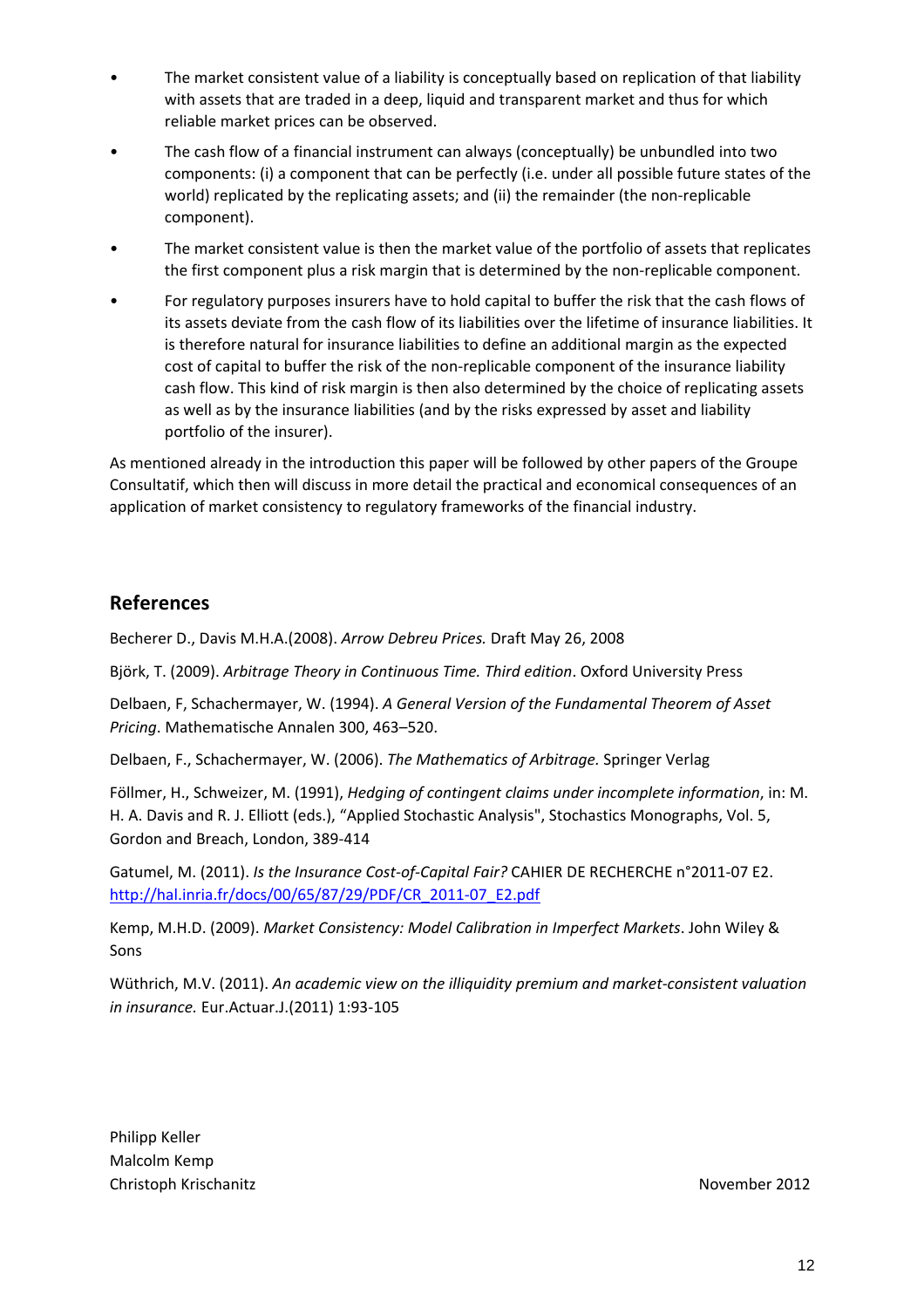- The market consistent value of a liability is conceptually based on replication of that liability with assets that are traded in a deep, liquid and transparent market and thus for which reliable market prices can be observed.
- The cash flow of a financial instrument can always (conceptually) be unbundled into two components: (i) a component that can be perfectly (i.e. under all possible future states of the world) replicated by the replicating assets; and (ii) the remainder (the non-replicable component).
- The market consistent value is then the market value of the portfolio of assets that replicates the first component plus a risk margin that is determined by the non-replicable component.
- For regulatory purposes insurers have to hold capital to buffer the risk that the cash flows of its assets deviate from the cash flow of its liabilities over the lifetime of insurance liabilities. It is therefore natural for insurance liabilities to define an additional margin as the expected cost of capital to buffer the risk of the non-replicable component of the insurance liability cash flow. This kind of risk margin is then also determined by the choice of replicating assets as well as by the insurance liabilities (and by the risks expressed by asset and liability portfolio of the insurer).

As mentioned already in the introduction this paper will be followed by other papers of the Groupe Consultatif, which then will discuss in more detail the practical and economical consequences of an application of market consistency to regulatory frameworks of the financial industry.

## References

Becherer D., Davis M.H.A.(2008). *Arrow Debreu Prices.* Draft May 26, 2008

Björk, T. (2009). *Arbitrage Theory in Continuous Time. Third edition*. Oxford University Press

Delbaen, F, Schachermayer, W. (1994). *A General Version of the Fundamental Theorem of Asset Pricing*. Mathematische Annalen 300, 463–520.

Delbaen, F., Schachermayer, W. (2006). *The Mathematics of Arbitrage.* Springer Verlag

Föllmer, H., Schweizer, M. (1991), *Hedging of contingent claims under incomplete information*, in: M. H. A. Davis and R. J. Elliott (eds.), "Applied Stochastic Analysis", Stochastics Monographs, Vol. 5, Gordon and Breach, London, 389-414

Gatumel, M. (2011). *Is the Insurance Cost-of-Capital Fair?* CAHIER DE RECHERCHE n°2011-07 E2. http://hal.inria.fr/docs/00/65/87/29/PDF/CR_2011-07_E2.pdf

Kemp, M.H.D. (2009). *Market Consistency: Model Calibration in Imperfect Markets*. John Wiley & Sons

Wüthrich, M.V. (2011). *An academic view on the illiquidity premium and market-consistent valuation in insurance.* Eur.Actuar.J.(2011) 1:93-105

Philipp Keller
Malcolm Kemp
Christoph Krischanitz

November 2012